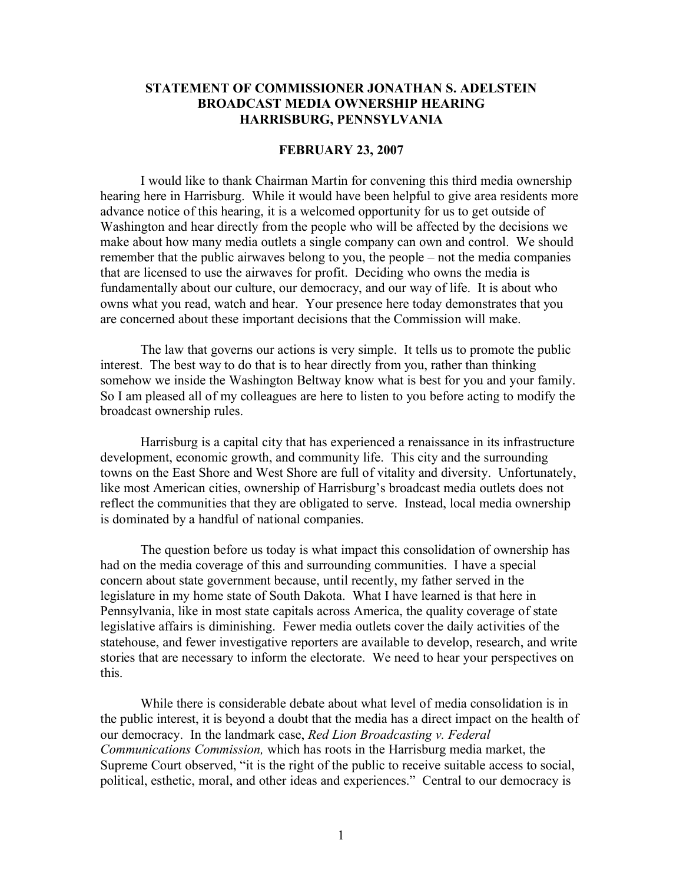# STATEMENT OF COMMISSIONER JONATHAN S. ADELSTEIN
# BROADCAST MEDIA OWNERSHIP HEARING
# HARRISBURG, PENNSYLVANIA

**FEBRUARY 23, 2007**

I would like to thank Chairman Martin for convening this third media ownership hearing here in Harrisburg. While it would have been helpful to give area residents more advance notice of this hearing, it is a welcomed opportunity for us to get outside of Washington and hear directly from the people who will be affected by the decisions we make about how many media outlets a single company can own and control. We should remember that the public airwaves belong to you, the people – not the media companies that are licensed to use the airwaves for profit. Deciding who owns the media is fundamentally about our culture, our democracy, and our way of life. It is about who owns what you read, watch and hear. Your presence here today demonstrates that you are concerned about these important decisions that the Commission will make.

The law that governs our actions is very simple. It tells us to promote the public interest. The best way to do that is to hear directly from you, rather than thinking somehow we inside the Washington Beltway know what is best for you and your family. So I am pleased all of my colleagues are here to listen to you before acting to modify the broadcast ownership rules.

Harrisburg is a capital city that has experienced a renaissance in its infrastructure development, economic growth, and community life. This city and the surrounding towns on the East Shore and West Shore are full of vitality and diversity. Unfortunately, like most American cities, ownership of Harrisburg's broadcast media outlets does not reflect the communities that they are obligated to serve. Instead, local media ownership is dominated by a handful of national companies.

The question before us today is what impact this consolidation of ownership has had on the media coverage of this and surrounding communities. I have a special concern about state government because, until recently, my father served in the legislature in my home state of South Dakota. What I have learned is that here in Pennsylvania, like in most state capitals across America, the quality coverage of state legislative affairs is diminishing. Fewer media outlets cover the daily activities of the statehouse, and fewer investigative reporters are available to develop, research, and write stories that are necessary to inform the electorate. We need to hear your perspectives on this.

While there is considerable debate about what level of media consolidation is in the public interest, it is beyond a doubt that the media has a direct impact on the health of our democracy. In the landmark case, *Red Lion Broadcasting v. Federal Communications Commission,* which has roots in the Harrisburg media market, the Supreme Court observed, "it is the right of the public to receive suitable access to social, political, esthetic, moral, and other ideas and experiences." Central to our democracy is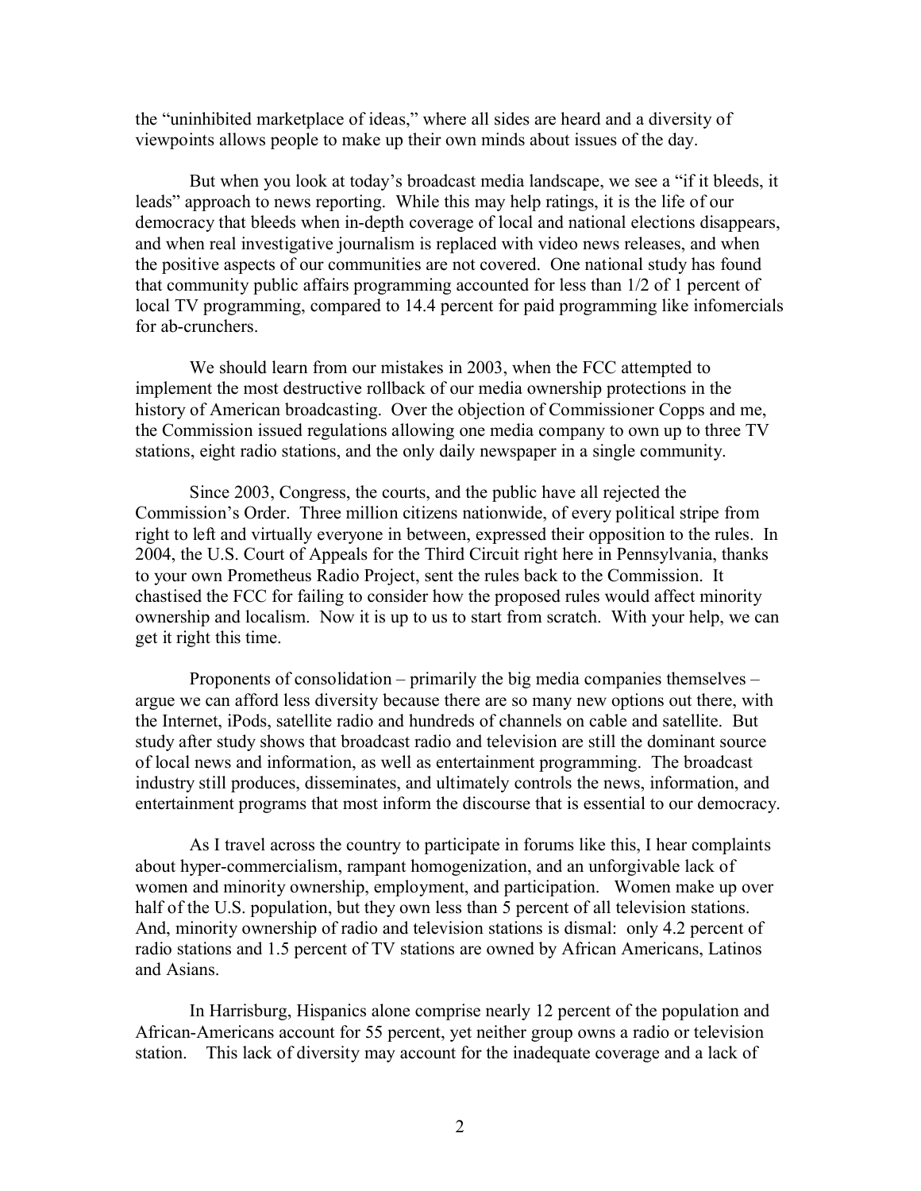the "uninhibited marketplace of ideas," where all sides are heard and a diversity of viewpoints allows people to make up their own minds about issues of the day.

But when you look at today's broadcast media landscape, we see a "if it bleeds, it leads" approach to news reporting. While this may help ratings, it is the life of our democracy that bleeds when in-depth coverage of local and national elections disappears, and when real investigative journalism is replaced with video news releases, and when the positive aspects of our communities are not covered. One national study has found that community public affairs programming accounted for less than 1/2 of 1 percent of local TV programming, compared to 14.4 percent for paid programming like infomercials for ab-crunchers.

We should learn from our mistakes in 2003, when the FCC attempted to implement the most destructive rollback of our media ownership protections in the history of American broadcasting. Over the objection of Commissioner Copps and me, the Commission issued regulations allowing one media company to own up to three TV stations, eight radio stations, and the only daily newspaper in a single community.

Since 2003, Congress, the courts, and the public have all rejected the Commission's Order. Three million citizens nationwide, of every political stripe from right to left and virtually everyone in between, expressed their opposition to the rules. In 2004, the U.S. Court of Appeals for the Third Circuit right here in Pennsylvania, thanks to your own Prometheus Radio Project, sent the rules back to the Commission. It chastised the FCC for failing to consider how the proposed rules would affect minority ownership and localism. Now it is up to us to start from scratch. With your help, we can get it right this time.

Proponents of consolidation – primarily the big media companies themselves – argue we can afford less diversity because there are so many new options out there, with the Internet, iPods, satellite radio and hundreds of channels on cable and satellite. But study after study shows that broadcast radio and television are still the dominant source of local news and information, as well as entertainment programming. The broadcast industry still produces, disseminates, and ultimately controls the news, information, and entertainment programs that most inform the discourse that is essential to our democracy.

As I travel across the country to participate in forums like this, I hear complaints about hyper-commercialism, rampant homogenization, and an unforgivable lack of women and minority ownership, employment, and participation. Women make up over half of the U.S. population, but they own less than 5 percent of all television stations. And, minority ownership of radio and television stations is dismal: only 4.2 percent of radio stations and 1.5 percent of TV stations are owned by African Americans, Latinos and Asians.

In Harrisburg, Hispanics alone comprise nearly 12 percent of the population and African-Americans account for 55 percent, yet neither group owns a radio or television station. This lack of diversity may account for the inadequate coverage and a lack of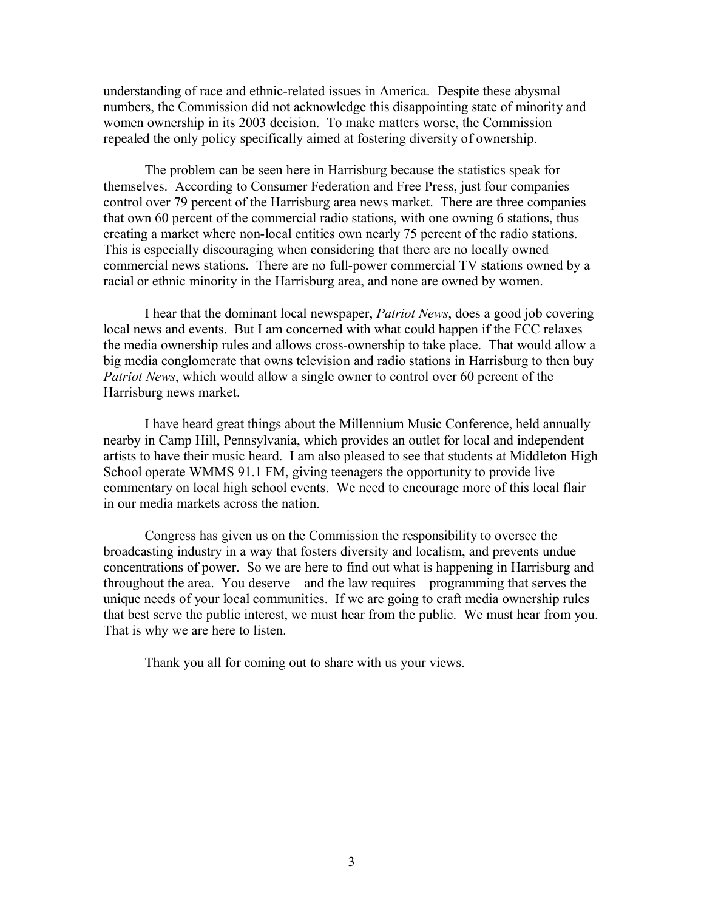understanding of race and ethnic-related issues in America. Despite these abysmal numbers, the Commission did not acknowledge this disappointing state of minority and women ownership in its 2003 decision. To make matters worse, the Commission repealed the only policy specifically aimed at fostering diversity of ownership.

The problem can be seen here in Harrisburg because the statistics speak for themselves. According to Consumer Federation and Free Press, just four companies control over 79 percent of the Harrisburg area news market. There are three companies that own 60 percent of the commercial radio stations, with one owning 6 stations, thus creating a market where non-local entities own nearly 75 percent of the radio stations. This is especially discouraging when considering that there are no locally owned commercial news stations. There are no full-power commercial TV stations owned by a racial or ethnic minority in the Harrisburg area, and none are owned by women.

I hear that the dominant local newspaper, *Patriot News*, does a good job covering local news and events. But I am concerned with what could happen if the FCC relaxes the media ownership rules and allows cross-ownership to take place. That would allow a big media conglomerate that owns television and radio stations in Harrisburg to then buy *Patriot News*, which would allow a single owner to control over 60 percent of the Harrisburg news market.

I have heard great things about the Millennium Music Conference, held annually nearby in Camp Hill, Pennsylvania, which provides an outlet for local and independent artists to have their music heard. I am also pleased to see that students at Middleton High School operate WMMS 91.1 FM, giving teenagers the opportunity to provide live commentary on local high school events. We need to encourage more of this local flair in our media markets across the nation.

Congress has given us on the Commission the responsibility to oversee the broadcasting industry in a way that fosters diversity and localism, and prevents undue concentrations of power. So we are here to find out what is happening in Harrisburg and throughout the area. You deserve – and the law requires – programming that serves the unique needs of your local communities. If we are going to craft media ownership rules that best serve the public interest, we must hear from the public. We must hear from you. That is why we are here to listen.

Thank you all for coming out to share with us your views.